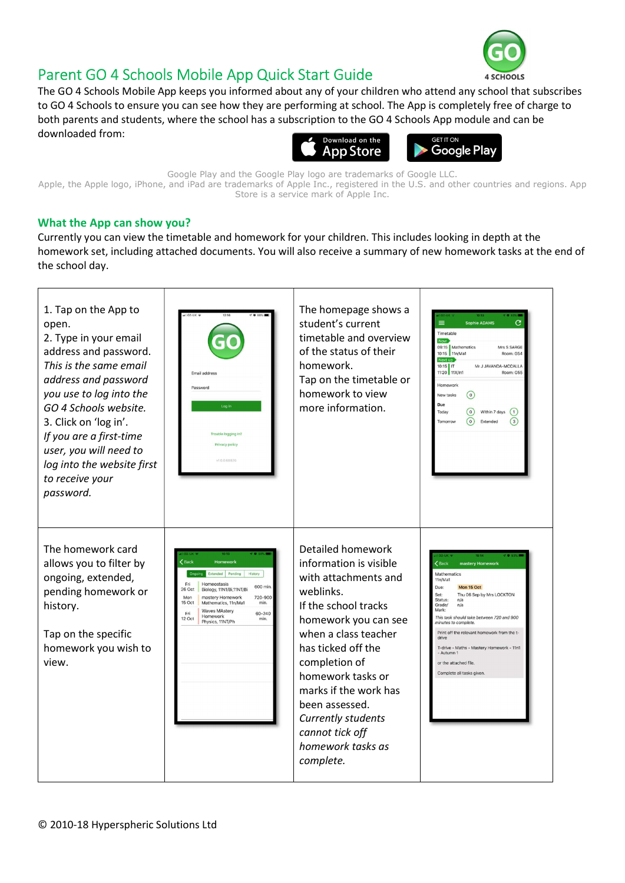# Parent GO 4 Schools Mobile App Quick Start Guide

The GO 4 Schools Mobile App keeps you informed about any of your children who attend any school that subscribes to GO 4 Schools to ensure you can see how they are performing at school. The App is completely free of charge to both parents and students, where the school has a subscription to the GO 4 Schools App module and can be downloaded from:

Google Play and the Google Play logo are trademarks of Google LLC.
Apple, the Apple logo, iPhone, and iPad are trademarks of Apple Inc., registered in the U.S. and other countries and regions. App Store is a service mark of Apple Inc.

## What the App can show you?

Currently you can view the timetable and homework for your children. This includes looking in depth at the homework set, including attached documents. You will also receive a summary of new homework tasks at the end of the school day.

1. Tap on the App to open.
2. Type in your email address and password. *This is the same email address and password you use to log into the GO 4 Schools website.*
3. Click on 'log in'. *If you are a first-time user, you will need to log into the website first to receive your password.*

The homepage shows a student's current timetable and overview of the status of their homework. Tap on the timetable or homework to view more information.

The homework card allows you to filter by ongoing, extended, pending homework or history.

Tap on the specific homework you wish to view.

Detailed homework information is visible with attachments and weblinks. If the school tracks homework you can see when a class teacher has ticked off the completion of homework tasks or marks if the work has been assessed. *Currently students cannot tick off homework tasks as complete.*

© 2010-18 Hyperspheric Solutions Ltd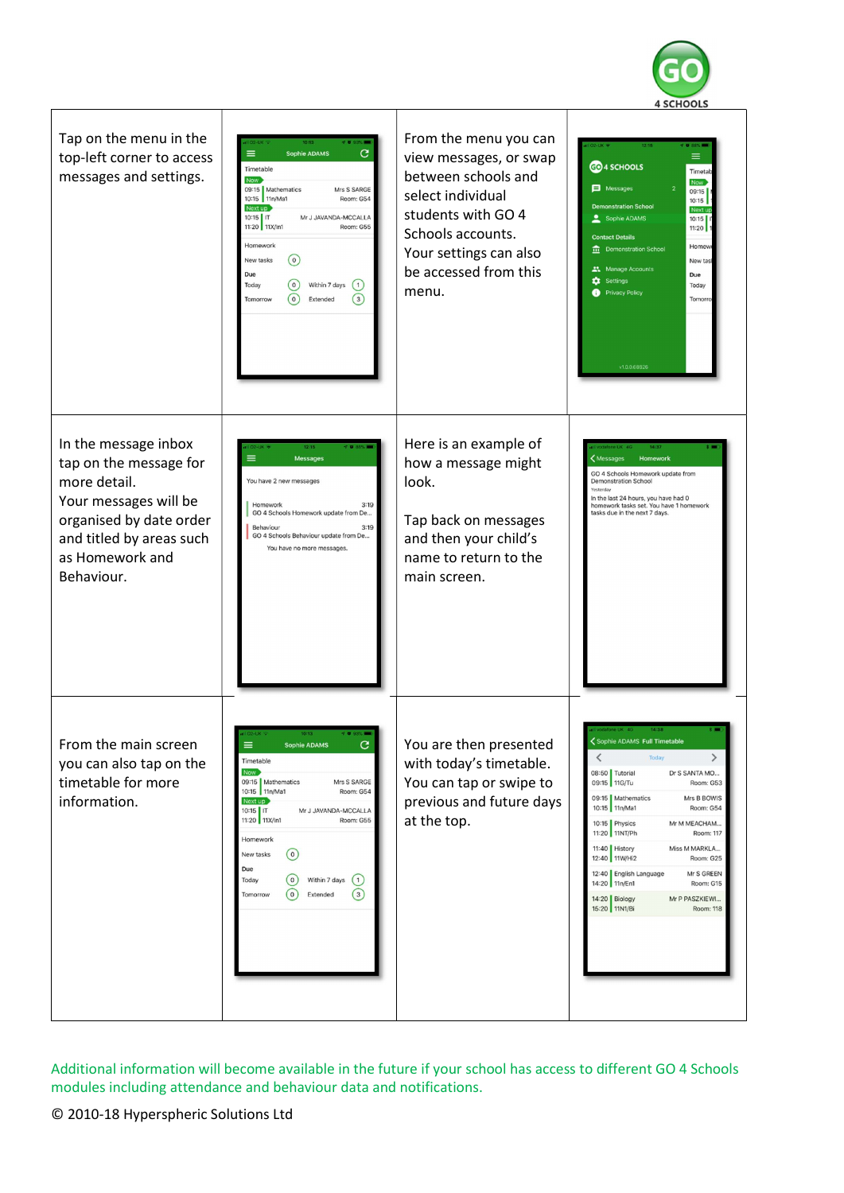GO 4 SCHOOLS

| | | | |
|---|---|---|---|
| Tap on the menu in the top-left corner to access messages and settings. | | From the menu you can view messages, or swap between schools and select individual students with GO 4 Schools accounts. Your settings can also be accessed from this menu. | |
| In the message inbox tap on the message for more detail. Your messages will be organised by date order and titled by areas such as Homework and Behaviour. | | Here is an example of how a message might look. Tap back on messages and then your child's name to return to the main screen. | |
| From the main screen you can also tap on the timetable for more information. | | You are then presented with today's timetable. You can tap or swipe to previous and future days at the top. | |

Additional information will become available in the future if your school has access to different GO 4 Schools modules including attendance and behaviour data and notifications.

© 2010-18 Hyperspheric Solutions Ltd